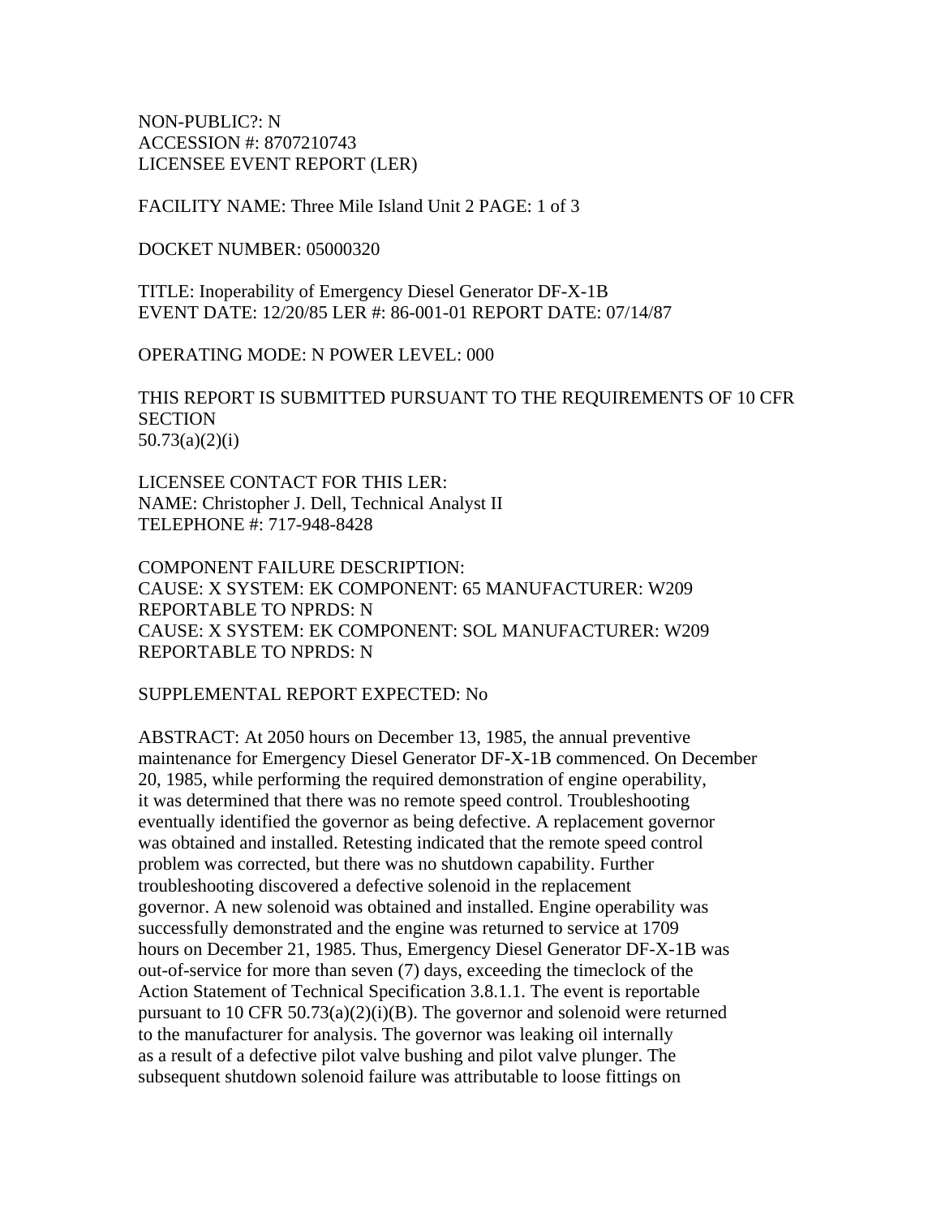NON-PUBLIC?: N
ACCESSION #: 8707210743
LICENSEE EVENT REPORT (LER)

FACILITY NAME: Three Mile Island Unit 2 PAGE: 1 of 3

DOCKET NUMBER: 05000320

TITLE: Inoperability of Emergency Diesel Generator DF-X-1B
EVENT DATE: 12/20/85 LER #: 86-001-01 REPORT DATE: 07/14/87

OPERATING MODE: N POWER LEVEL: 000

THIS REPORT IS SUBMITTED PURSUANT TO THE REQUIREMENTS OF 10 CFR SECTION
50.73(a)(2)(i)

LICENSEE CONTACT FOR THIS LER:
NAME: Christopher J. Dell, Technical Analyst II
TELEPHONE #: 717-948-8428

COMPONENT FAILURE DESCRIPTION:
CAUSE: X SYSTEM: EK COMPONENT: 65 MANUFACTURER: W209
REPORTABLE TO NPRDS: N
CAUSE: X SYSTEM: EK COMPONENT: SOL MANUFACTURER: W209
REPORTABLE TO NPRDS: N

SUPPLEMENTAL REPORT EXPECTED: No

ABSTRACT: At 2050 hours on December 13, 1985, the annual preventive maintenance for Emergency Diesel Generator DF-X-1B commenced. On December 20, 1985, while performing the required demonstration of engine operability, it was determined that there was no remote speed control. Troubleshooting eventually identified the governor as being defective. A replacement governor was obtained and installed. Retesting indicated that the remote speed control problem was corrected, but there was no shutdown capability. Further troubleshooting discovered a defective solenoid in the replacement governor. A new solenoid was obtained and installed. Engine operability was successfully demonstrated and the engine was returned to service at 1709 hours on December 21, 1985. Thus, Emergency Diesel Generator DF-X-1B was out-of-service for more than seven (7) days, exceeding the timeclock of the Action Statement of Technical Specification 3.8.1.1. The event is reportable pursuant to 10 CFR 50.73(a)(2)(i)(B). The governor and solenoid were returned to the manufacturer for analysis. The governor was leaking oil internally as a result of a defective pilot valve bushing and pilot valve plunger. The subsequent shutdown solenoid failure was attributable to loose fittings on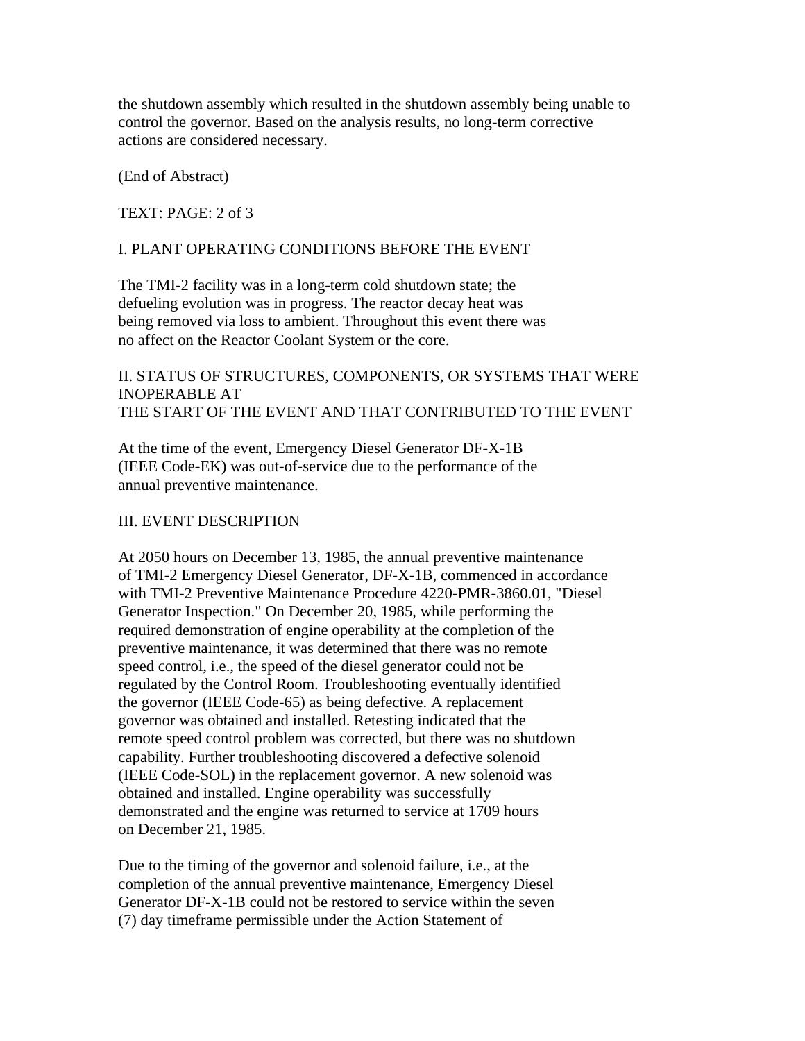the shutdown assembly which resulted in the shutdown assembly being unable to control the governor. Based on the analysis results, no long-term corrective actions are considered necessary.

(End of Abstract)

TEXT: PAGE: 2 of 3

## I. PLANT OPERATING CONDITIONS BEFORE THE EVENT

The TMI-2 facility was in a long-term cold shutdown state; the defueling evolution was in progress. The reactor decay heat was being removed via loss to ambient. Throughout this event there was no affect on the Reactor Coolant System or the core.

## II. STATUS OF STRUCTURES, COMPONENTS, OR SYSTEMS THAT WERE INOPERABLE AT THE START OF THE EVENT AND THAT CONTRIBUTED TO THE EVENT

At the time of the event, Emergency Diesel Generator DF-X-1B (IEEE Code-EK) was out-of-service due to the performance of the annual preventive maintenance.

## III. EVENT DESCRIPTION

At 2050 hours on December 13, 1985, the annual preventive maintenance of TMI-2 Emergency Diesel Generator, DF-X-1B, commenced in accordance with TMI-2 Preventive Maintenance Procedure 4220-PMR-3860.01, "Diesel Generator Inspection." On December 20, 1985, while performing the required demonstration of engine operability at the completion of the preventive maintenance, it was determined that there was no remote speed control, i.e., the speed of the diesel generator could not be regulated by the Control Room. Troubleshooting eventually identified the governor (IEEE Code-65) as being defective. A replacement governor was obtained and installed. Retesting indicated that the remote speed control problem was corrected, but there was no shutdown capability. Further troubleshooting discovered a defective solenoid (IEEE Code-SOL) in the replacement governor. A new solenoid was obtained and installed. Engine operability was successfully demonstrated and the engine was returned to service at 1709 hours on December 21, 1985.

Due to the timing of the governor and solenoid failure, i.e., at the completion of the annual preventive maintenance, Emergency Diesel Generator DF-X-1B could not be restored to service within the seven (7) day timeframe permissible under the Action Statement of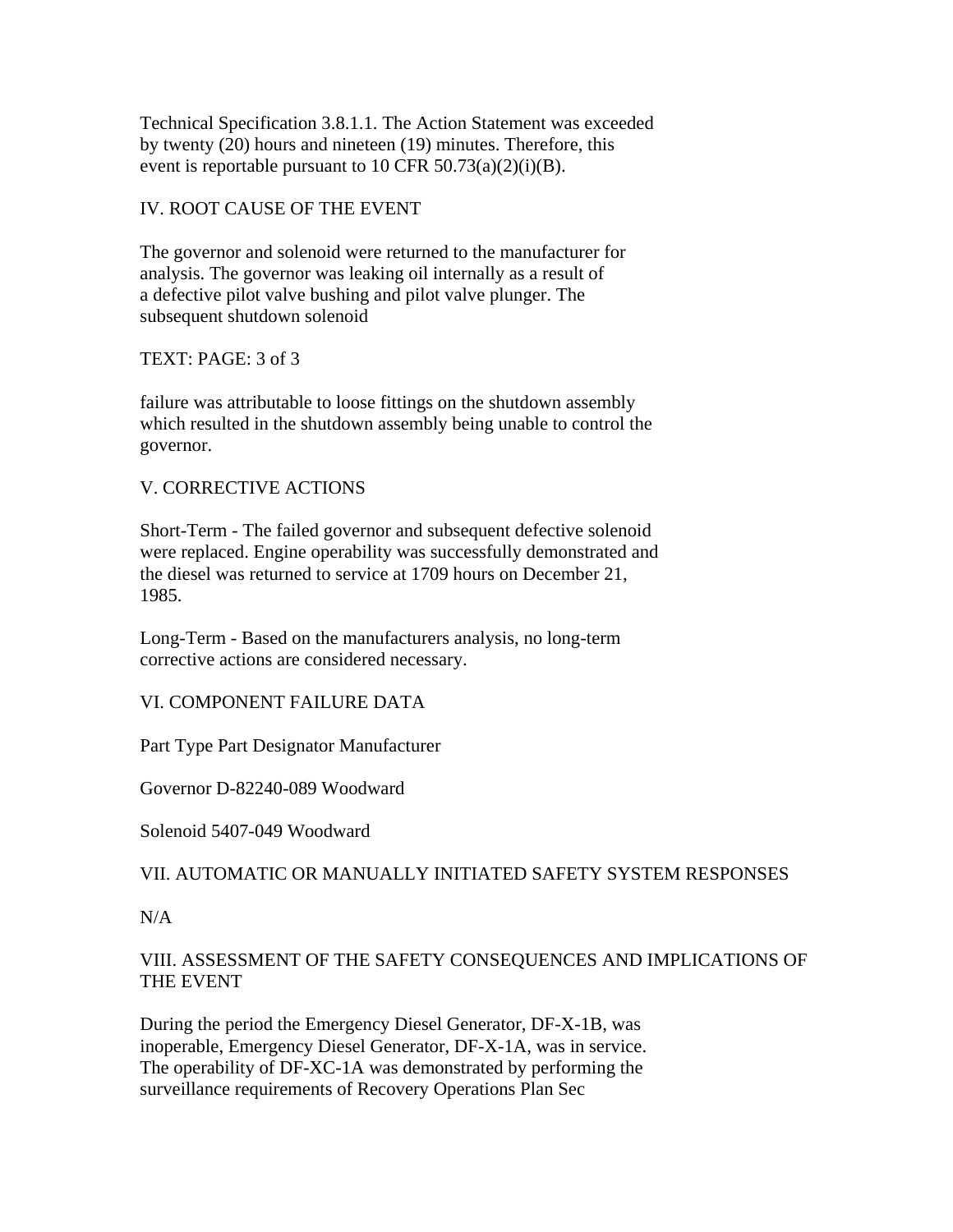Technical Specification 3.8.1.1. The Action Statement was exceeded by twenty (20) hours and nineteen (19) minutes. Therefore, this event is reportable pursuant to 10 CFR 50.73(a)(2)(i)(B).

## IV. ROOT CAUSE OF THE EVENT

The governor and solenoid were returned to the manufacturer for analysis. The governor was leaking oil internally as a result of a defective pilot valve bushing and pilot valve plunger. The subsequent shutdown solenoid

TEXT: PAGE: 3 of 3

failure was attributable to loose fittings on the shutdown assembly which resulted in the shutdown assembly being unable to control the governor.

## V. CORRECTIVE ACTIONS

Short-Term - The failed governor and subsequent defective solenoid were replaced. Engine operability was successfully demonstrated and the diesel was returned to service at 1709 hours on December 21, 1985.

Long-Term - Based on the manufacturers analysis, no long-term corrective actions are considered necessary.

## VI. COMPONENT FAILURE DATA

| Part Type | Part Designator | Manufacturer |
|---|---|---|
| Governor | D-82240-089 | Woodward |
| Solenoid | 5407-049 | Woodward |

## VII. AUTOMATIC OR MANUALLY INITIATED SAFETY SYSTEM RESPONSES

N/A

## VIII. ASSESSMENT OF THE SAFETY CONSEQUENCES AND IMPLICATIONS OF THE EVENT

During the period the Emergency Diesel Generator, DF-X-1B, was inoperable, Emergency Diesel Generator, DF-X-1A, was in service. The operability of DF-XC-1A was demonstrated by performing the surveillance requirements of Recovery Operations Plan Sec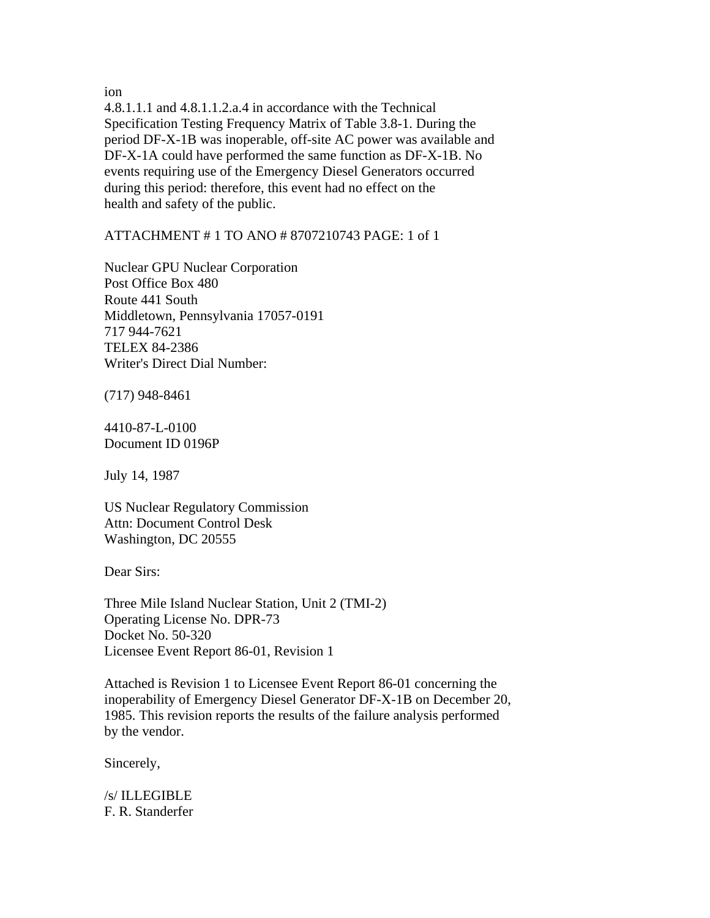ion
4.8.1.1.1 and 4.8.1.1.2.a.4 in accordance with the Technical Specification Testing Frequency Matrix of Table 3.8-1. During the period DF-X-1B was inoperable, off-site AC power was available and DF-X-1A could have performed the same function as DF-X-1B. No events requiring use of the Emergency Diesel Generators occurred during this period: therefore, this event had no effect on the health and safety of the public.

ATTACHMENT # 1 TO ANO # 8707210743 PAGE: 1 of 1

Nuclear GPU Nuclear Corporation
Post Office Box 480
Route 441 South
Middletown, Pennsylvania 17057-0191
717 944-7621
TELEX 84-2386
Writer's Direct Dial Number:

(717) 948-8461

4410-87-L-0100
Document ID 0196P

July 14, 1987

US Nuclear Regulatory Commission
Attn: Document Control Desk
Washington, DC 20555

Dear Sirs:

Three Mile Island Nuclear Station, Unit 2 (TMI-2)
Operating License No. DPR-73
Docket No. 50-320
Licensee Event Report 86-01, Revision 1

Attached is Revision 1 to Licensee Event Report 86-01 concerning the inoperability of Emergency Diesel Generator DF-X-1B on December 20, 1985. This revision reports the results of the failure analysis performed by the vendor.

Sincerely,

/s/ ILLEGIBLE
F. R. Standerfer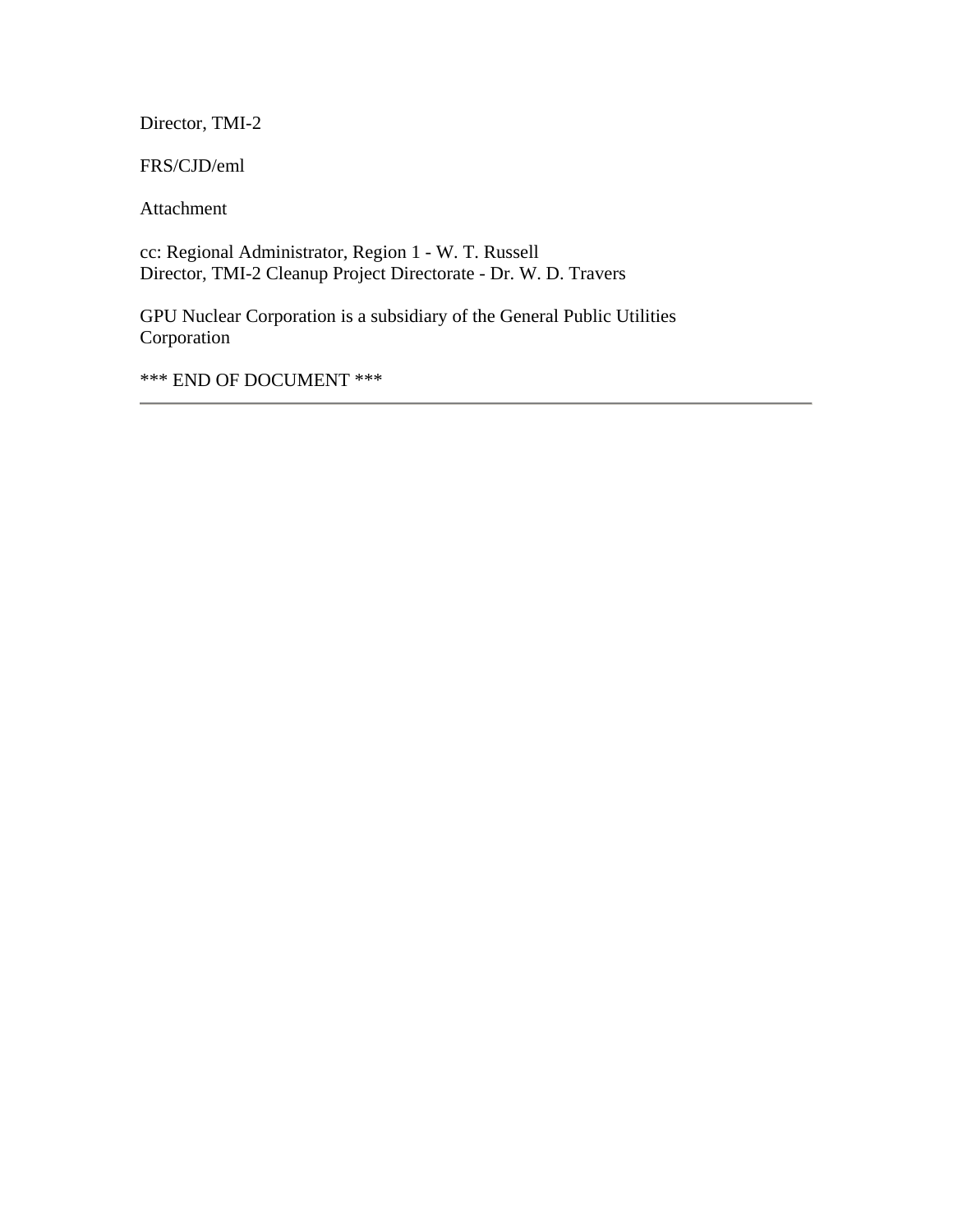Director, TMI-2

FRS/CJD/eml

Attachment

cc: Regional Administrator, Region 1 - W. T. Russell
Director, TMI-2 Cleanup Project Directorate - Dr. W. D. Travers

GPU Nuclear Corporation is a subsidiary of the General Public Utilities Corporation

*** END OF DOCUMENT ***

---